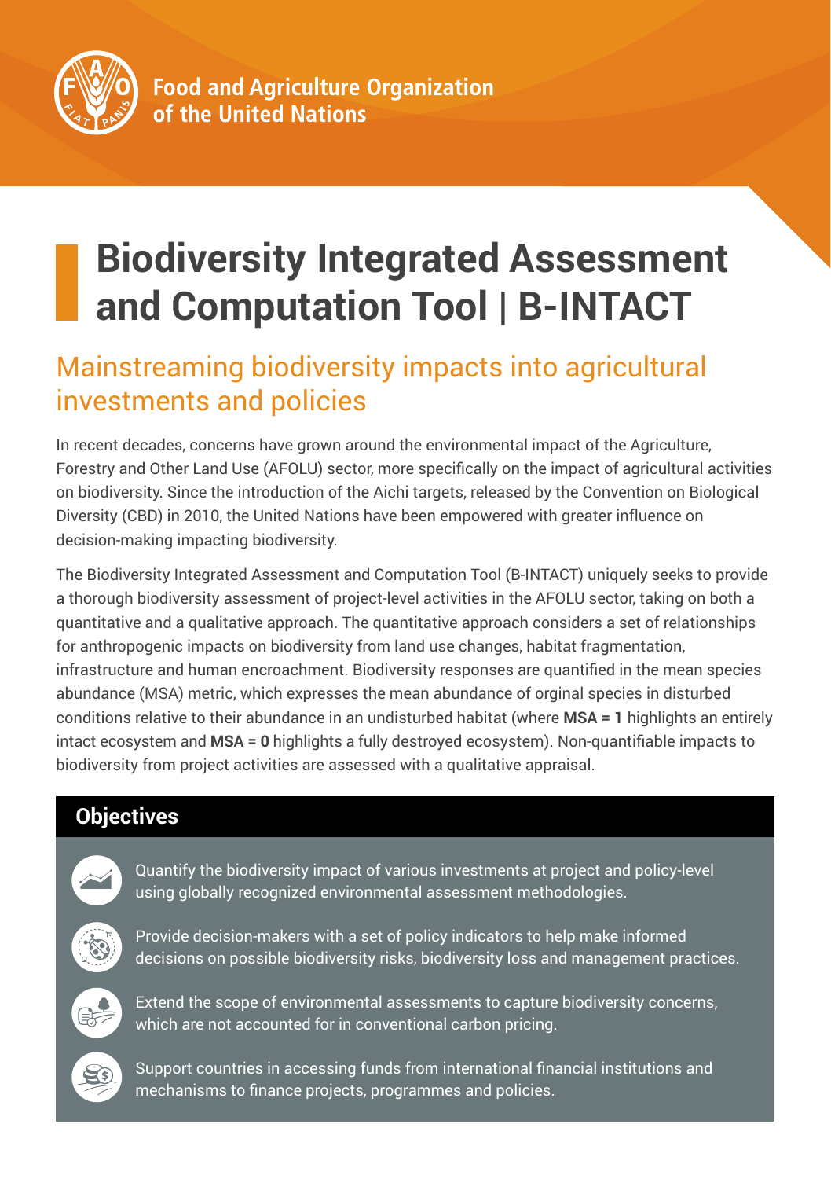Food and Agriculture Organization of the United Nations

# Biodiversity Integrated Assessment and Computation Tool | B-INTACT

## Mainstreaming biodiversity impacts into agricultural investments and policies

In recent decades, concerns have grown around the environmental impact of the Agriculture, Forestry and Other Land Use (AFOLU) sector, more specifically on the impact of agricultural activities on biodiversity. Since the introduction of the Aichi targets, released by the Convention on Biological Diversity (CBD) in 2010, the United Nations have been empowered with greater influence on decision-making impacting biodiversity.

The Biodiversity Integrated Assessment and Computation Tool (B-INTACT) uniquely seeks to provide a thorough biodiversity assessment of project-level activities in the AFOLU sector, taking on both a quantitative and a qualitative approach. The quantitative approach considers a set of relationships for anthropogenic impacts on biodiversity from land use changes, habitat fragmentation, infrastructure and human encroachment. Biodiversity responses are quantified in the mean species abundance (MSA) metric, which expresses the mean abundance of orginal species in disturbed conditions relative to their abundance in an undisturbed habitat (where **MSA = 1** highlights an entirely intact ecosystem and **MSA = 0** highlights a fully destroyed ecosystem). Non-quantifiable impacts to biodiversity from project activities are assessed with a qualitative appraisal.

## Objectives

- Quantify the biodiversity impact of various investments at project and policy-level using globally recognized environmental assessment methodologies.
- Provide decision-makers with a set of policy indicators to help make informed decisions on possible biodiversity risks, biodiversity loss and management practices.
- Extend the scope of environmental assessments to capture biodiversity concerns, which are not accounted for in conventional carbon pricing.
- Support countries in accessing funds from international financial institutions and mechanisms to finance projects, programmes and policies.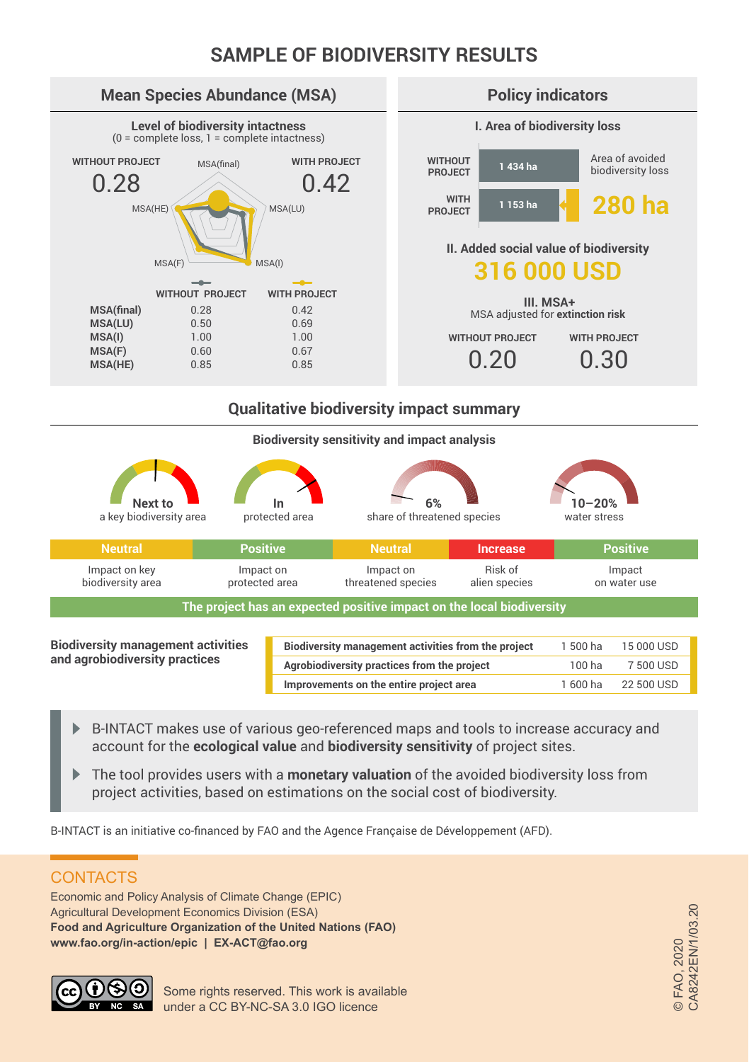# SAMPLE OF BIODIVERSITY RESULTS

## Mean Species Abundance (MSA)

**Level of biodiversity intactness**
(0 = complete loss, 1 = complete intactness)

WITHOUT PROJECT 0.28

WITH PROJECT 0.42

MSA(final)
MSA(LU)
MSA(I)
MSA(F)
MSA(HE)

| | WITHOUT PROJECT | WITH PROJECT |
|---|---|---|
| **MSA(final)** | 0.28 | 0.42 |
| **MSA(LU)** | 0.50 | 0.69 |
| **MSA(I)** | 1.00 | 1.00 |
| **MSA(F)** | 0.60 | 0.67 |
| **MSA(HE)** | 0.85 | 0.85 |

## Policy indicators

### I. Area of biodiversity loss

WITHOUT PROJECT 1 434 ha

WITH PROJECT 1 153 ha

Area of avoided biodiversity loss **280 ha**

### II. Added social value of biodiversity

**316 000 USD**

### III. MSA+

MSA adjusted for **extinction risk**

WITHOUT PROJECT 0.20

WITH PROJECT 0.30

## Qualitative biodiversity impact summary

**Biodiversity sensitivity and impact analysis**

**Next to** a key biodiversity area

**In** protected area

**6%** share of threatened species

**10–20%** water stress

| Neutral | Positive | Neutral | Increase | Positive |
|---|---|---|---|---|
| Impact on key biodiversity area | Impact on protected area | Impact on threatened species | Risk of alien species | Impact on water use |

**The project has an expected positive impact on the local biodiversity**

**Biodiversity management activities and agrobiodiversity practices**

| | | |
|---|---|---|
| **Biodiversity management activities from the project** | 1 500 ha | 15 000 USD |
| **Agrobiodiversity practices from the project** | 100 ha | 7 500 USD |
| **Improvements on the entire project area** | 1 600 ha | 22 500 USD |

- B-INTACT makes use of various geo-referenced maps and tools to increase accuracy and account for the **ecological value** and **biodiversity sensitivity** of project sites.
- The tool provides users with a **monetary valuation** of the avoided biodiversity loss from project activities, based on estimations on the social cost of biodiversity.

B-INTACT is an initiative co-financed by FAO and the Agence Française de Développement (AFD).

## CONTACTS

Economic and Policy Analysis of Climate Change (EPIC)
Agricultural Development Economics Division (ESA)
**Food and Agriculture Organization of the United Nations (FAO)**
**www.fao.org/in-action/epic | EX-ACT@fao.org**

Some rights reserved. This work is available under a CC BY-NC-SA 3.0 IGO licence

© FAO, 2020
CA8242EN/1/03.20